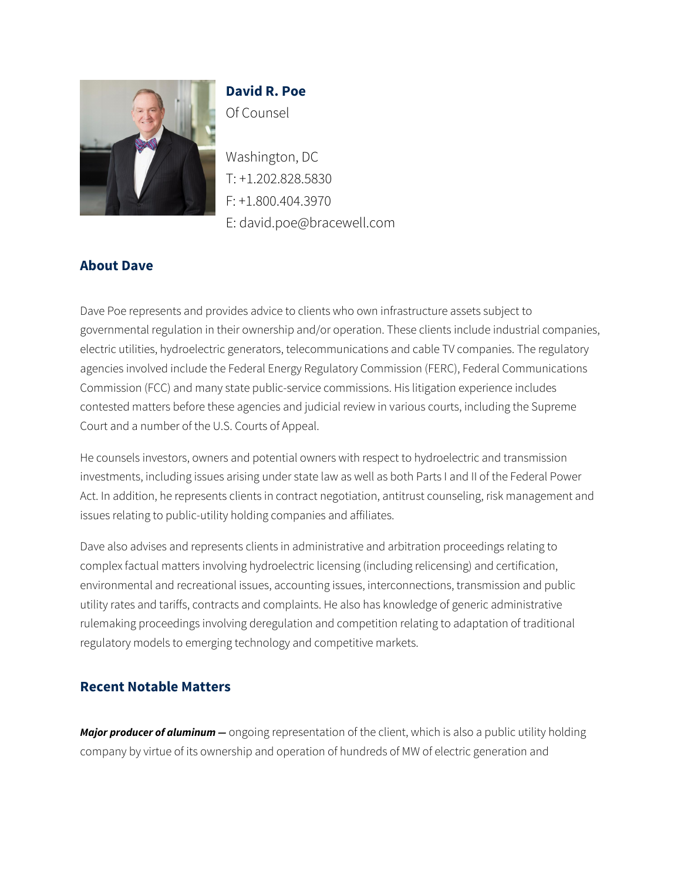**David R. Poe**
Of Counsel

Washington, DC
T: +1.202.828.5830
F: +1.800.404.3970
E: david.poe@bracewell.com

## About Dave

Dave Poe represents and provides advice to clients who own infrastructure assets subject to governmental regulation in their ownership and/or operation. These clients include industrial companies, electric utilities, hydroelectric generators, telecommunications and cable TV companies. The regulatory agencies involved include the Federal Energy Regulatory Commission (FERC), Federal Communications Commission (FCC) and many state public-service commissions. His litigation experience includes contested matters before these agencies and judicial review in various courts, including the Supreme Court and a number of the U.S. Courts of Appeal.

He counsels investors, owners and potential owners with respect to hydroelectric and transmission investments, including issues arising under state law as well as both Parts I and II of the Federal Power Act. In addition, he represents clients in contract negotiation, antitrust counseling, risk management and issues relating to public-utility holding companies and affiliates.

Dave also advises and represents clients in administrative and arbitration proceedings relating to complex factual matters involving hydroelectric licensing (including relicensing) and certification, environmental and recreational issues, accounting issues, interconnections, transmission and public utility rates and tariffs, contracts and complaints. He also has knowledge of generic administrative rulemaking proceedings involving deregulation and competition relating to adaptation of traditional regulatory models to emerging technology and competitive markets.

## Recent Notable Matters

***Major producer of aluminum —*** ongoing representation of the client, which is also a public utility holding company by virtue of its ownership and operation of hundreds of MW of electric generation and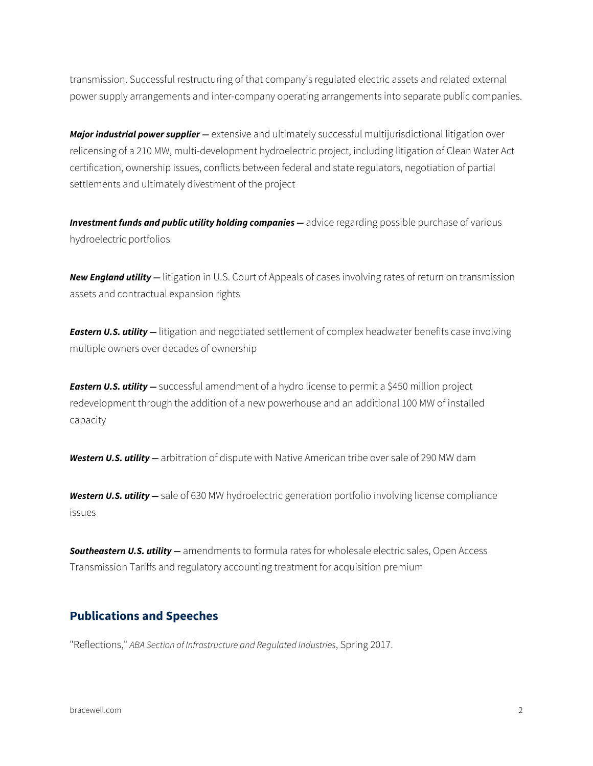transmission. Successful restructuring of that company's regulated electric assets and related external power supply arrangements and inter-company operating arrangements into separate public companies.

***Major industrial power supplier —*** extensive and ultimately successful multijurisdictional litigation over relicensing of a 210 MW, multi-development hydroelectric project, including litigation of Clean Water Act certification, ownership issues, conflicts between federal and state regulators, negotiation of partial settlements and ultimately divestment of the project

***Investment funds and public utility holding companies —*** advice regarding possible purchase of various hydroelectric portfolios

***New England utility —*** litigation in U.S. Court of Appeals of cases involving rates of return on transmission assets and contractual expansion rights

***Eastern U.S. utility —*** litigation and negotiated settlement of complex headwater benefits case involving multiple owners over decades of ownership

***Eastern U.S. utility —*** successful amendment of a hydro license to permit a $450 million project redevelopment through the addition of a new powerhouse and an additional 100 MW of installed capacity

***Western U.S. utility —*** arbitration of dispute with Native American tribe over sale of 290 MW dam

***Western U.S. utility —*** sale of 630 MW hydroelectric generation portfolio involving license compliance issues

***Southeastern U.S. utility —*** amendments to formula rates for wholesale electric sales, Open Access Transmission Tariffs and regulatory accounting treatment for acquisition premium

## Publications and Speeches

"Reflections," *ABA Section of Infrastructure and Regulated Industries*, Spring 2017.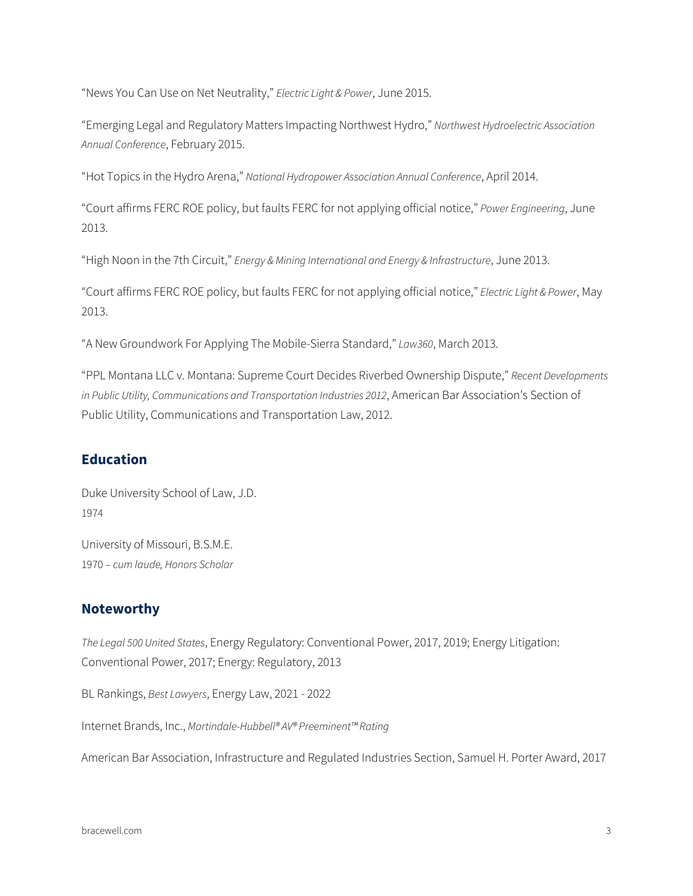"News You Can Use on Net Neutrality," *Electric Light & Power*, June 2015.

"Emerging Legal and Regulatory Matters Impacting Northwest Hydro," *Northwest Hydroelectric Association Annual Conference*, February 2015.

"Hot Topics in the Hydro Arena," *National Hydropower Association Annual Conference*, April 2014.

"Court affirms FERC ROE policy, but faults FERC for not applying official notice," *Power Engineering*, June 2013.

"High Noon in the 7th Circuit," *Energy & Mining International and Energy & Infrastructure*, June 2013.

"Court affirms FERC ROE policy, but faults FERC for not applying official notice," *Electric Light & Power*, May 2013.

"A New Groundwork For Applying The Mobile-Sierra Standard," *Law360*, March 2013.

"PPL Montana LLC v. Montana: Supreme Court Decides Riverbed Ownership Dispute," *Recent Developments in Public Utility, Communications and Transportation Industries 2012*, American Bar Association's Section of Public Utility, Communications and Transportation Law, 2012.

## Education

Duke University School of Law, J.D.
1974

University of Missouri, B.S.M.E.
1970 – *cum laude, Honors Scholar*

## Noteworthy

*The Legal 500 United States*, Energy Regulatory: Conventional Power, 2017, 2019; Energy Litigation: Conventional Power, 2017; Energy: Regulatory, 2013

BL Rankings, *Best Lawyers*, Energy Law, 2021 - 2022

Internet Brands, Inc., *Martindale-Hubbell® AV® Preeminent™ Rating*

American Bar Association, Infrastructure and Regulated Industries Section, Samuel H. Porter Award, 2017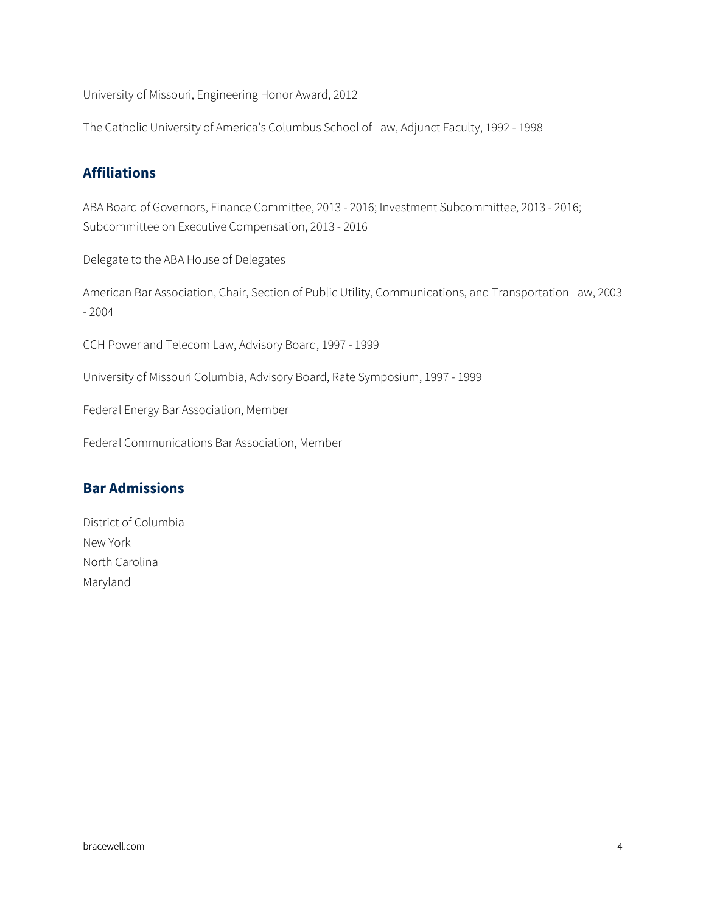University of Missouri, Engineering Honor Award, 2012

The Catholic University of America's Columbus School of Law, Adjunct Faculty, 1992 - 1998

## Affiliations

ABA Board of Governors, Finance Committee, 2013 - 2016; Investment Subcommittee, 2013 - 2016; Subcommittee on Executive Compensation, 2013 - 2016

Delegate to the ABA House of Delegates

American Bar Association, Chair, Section of Public Utility, Communications, and Transportation Law, 2003 - 2004

CCH Power and Telecom Law, Advisory Board, 1997 - 1999

University of Missouri Columbia, Advisory Board, Rate Symposium, 1997 - 1999

Federal Energy Bar Association, Member

Federal Communications Bar Association, Member

## Bar Admissions

District of Columbia
New York
North Carolina
Maryland